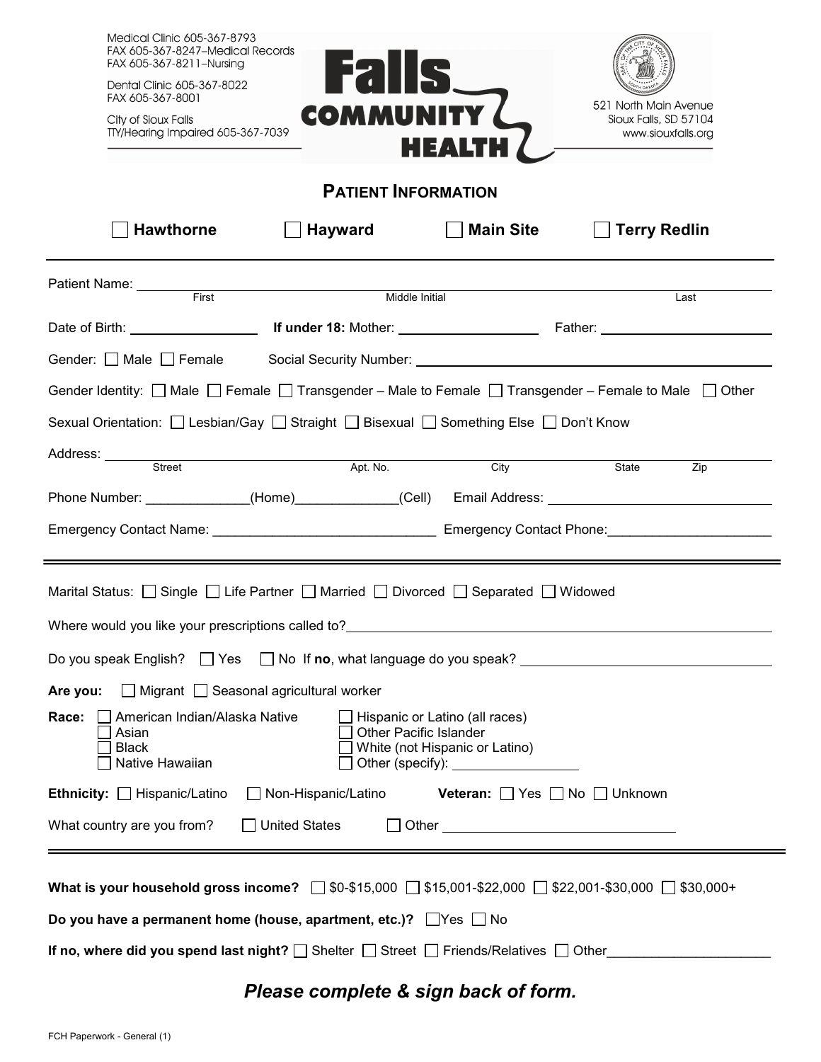Medical Clinic 605-367-8793
FAX 605-367-8247–Medical Records
FAX 605-367-8211–Nursing

Dental Clinic 605-367-8022
FAX 605-367-8001

City of Sioux Falls
TTY/Hearing Impaired 605-367-7039

**Falls COMMUNITY HEALTH**

521 North Main Avenue
Sioux Falls, SD 57104
www.siouxfalls.org

## PATIENT INFORMATION

☐ **Hawthorne** ☐ **Hayward** ☐ **Main Site** ☐ **Terry Redlin**

---

Patient Name: ______________________________________________________________
First Middle Initial Last

Date of Birth: _______________ **If under 18:** Mother: _______________ Father: ____________________

Gender: ☐ Male ☐ Female Social Security Number: ______________________________________

Gender Identity: ☐ Male ☐ Female ☐ Transgender – Male to Female ☐ Transgender – Female to Male ☐ Other

Sexual Orientation: ☐ Lesbian/Gay ☐ Straight ☐ Bisexual ☐ Something Else ☐ Don't Know

Address: ______________________________________________________________
Street Apt. No. City State Zip

Phone Number: _____________(Home)_____________(Cell) Email Address: ________________________

Emergency Contact Name: ____________________________ Emergency Contact Phone:_____________________

---

Marital Status: ☐ Single ☐ Life Partner ☐ Married ☐ Divorced ☐ Separated ☐ Widowed

Where would you like your prescriptions called to?______________________________________________

Do you speak English? ☐ Yes ☐ No If **no**, what language do you speak? ____________________________

**Are you:** ☐ Migrant ☐ Seasonal agricultural worker

**Race:**
☐ American Indian/Alaska Native
☐ Asian
☐ Black
☐ Native Hawaiian
☐ Hispanic or Latino (all races)
☐ Other Pacific Islander
☐ White (not Hispanic or Latino)
☐ Other (specify): ________________

**Ethnicity:** ☐ Hispanic/Latino ☐ Non-Hispanic/Latino **Veteran:** ☐ Yes ☐ No ☐ Unknown

What country are you from? ☐ United States ☐ Other ______________________________

---

**What is your household gross income?** ☐ $0-$15,000 ☐ $15,001-$22,000 ☐ $22,001-$30,000 ☐ $30,000+

**Do you have a permanent home (house, apartment, etc.)?** ☐ Yes ☐ No

**If no, where did you spend last night?** ☐ Shelter ☐ Street ☐ Friends/Relatives ☐ Other_____________________

***Please complete & sign back of form.***

FCH Paperwork - General (1)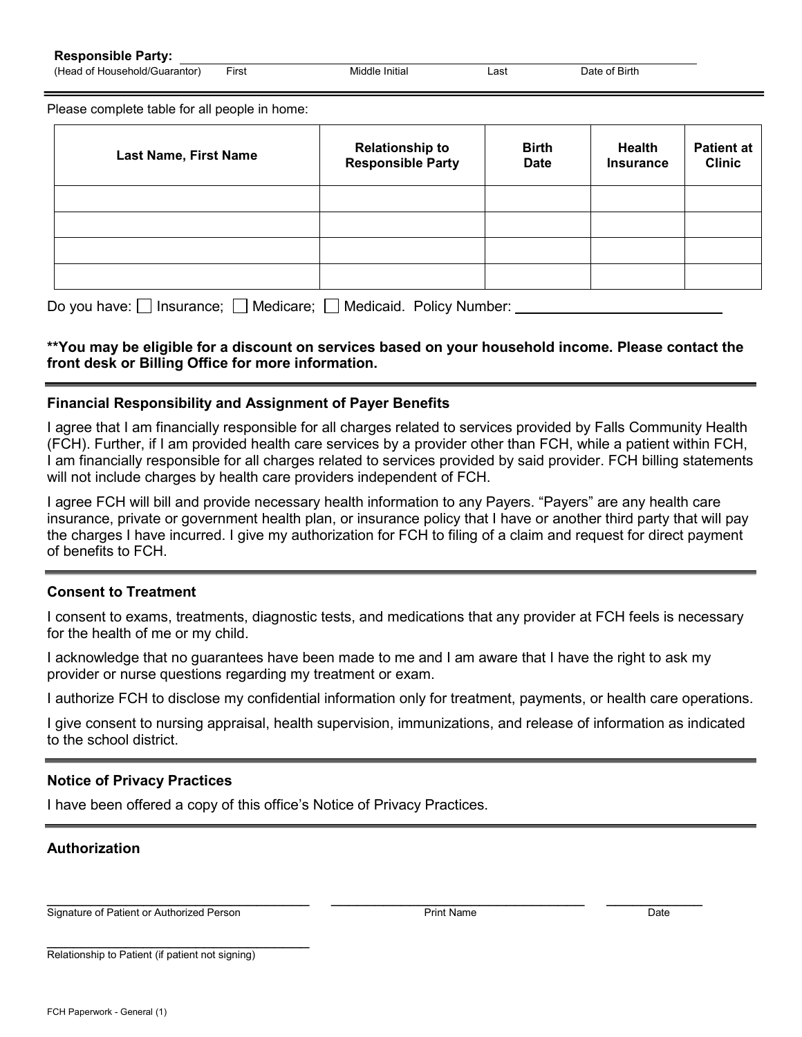**Responsible Party:** ______________________________________________________________

(Head of Household/Guarantor) First Middle Initial Last Date of Birth

Please complete table for all people in home:

| Last Name, First Name | Relationship to Responsible Party | Birth Date | Health Insurance | Patient at Clinic |
|---|---|---|---|---|
| | | | | |
| | | | | |
| | | | | |
| | | | | |

Do you have: ☐ Insurance; ☐ Medicare; ☐ Medicaid. Policy Number: ____________________

**\*\*You may be eligible for a discount on services based on your household income. Please contact the front desk or Billing Office for more information.**

### Financial Responsibility and Assignment of Payer Benefits

I agree that I am financially responsible for all charges related to services provided by Falls Community Health (FCH). Further, if I am provided health care services by a provider other than FCH, while a patient within FCH, I am financially responsible for all charges related to services provided by said provider. FCH billing statements will not include charges by health care providers independent of FCH.

I agree FCH will bill and provide necessary health information to any Payers. "Payers" are any health care insurance, private or government health plan, or insurance policy that I have or another third party that will pay the charges I have incurred. I give my authorization for FCH to filing of a claim and request for direct payment of benefits to FCH.

### Consent to Treatment

I consent to exams, treatments, diagnostic tests, and medications that any provider at FCH feels is necessary for the health of me or my child.

I acknowledge that no guarantees have been made to me and I am aware that I have the right to ask my provider or nurse questions regarding my treatment or exam.

I authorize FCH to disclose my confidential information only for treatment, payments, or health care operations.

I give consent to nursing appraisal, health supervision, immunizations, and release of information as indicated to the school district.

### Notice of Privacy Practices

I have been offered a copy of this office's Notice of Privacy Practices.

### Authorization

______________________________ ______________________________ ______________

Signature of Patient or Authorized Person Print Name Date

______________________________

Relationship to Patient (if patient not signing)

FCH Paperwork - General (1)